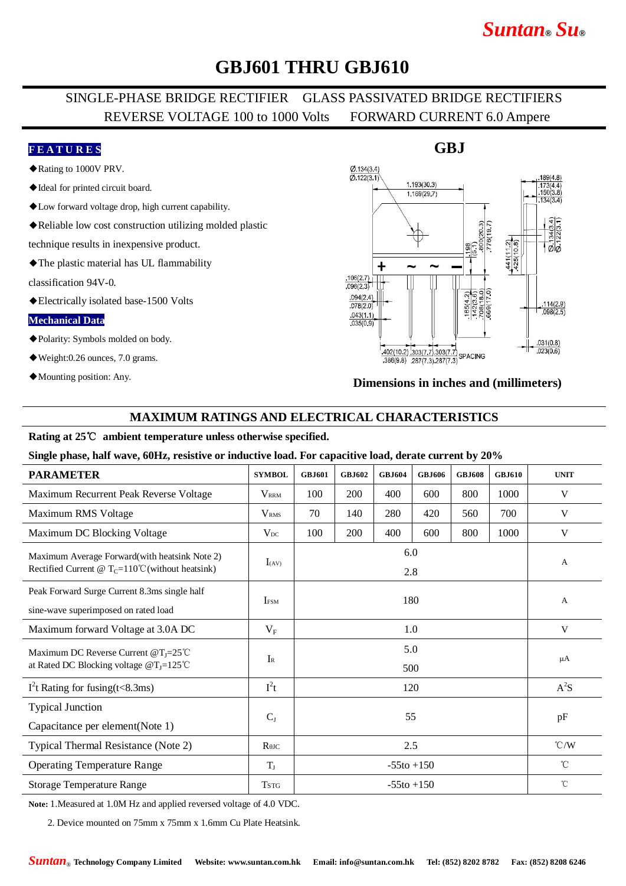# GBJ601 THRU GBJ610

SINGLE-PHASE BRIDGE RECTIFIER GLASS PASSIVATED BRIDGE RECTIFIERS

REVERSE VOLTAGE 100 to 1000 Volts FORWARD CURRENT 6.0 Ampere

## FEATURES

- ◆Rating to 1000V PRV.
- ◆Ideal for printed circuit board.
- ◆Low forward voltage drop, high current capability.
- ◆Reliable low cost construction utilizing molded plastic technique results in inexpensive product.
- ◆The plastic material has UL flammability classification 94V-0.
- ◆Electrically isolated base-1500 Volts

## Mechanical Data

- ◆Polarity: Symbols molded on body.
- ◆Weight:0.26 ounces, 7.0 grams.
- ◆Mounting position: Any.

**GBJ**

**Dimensions in inches and (millimeters)**

## MAXIMUM RATINGS AND ELECTRICAL CHARACTERISTICS

**Rating at 25℃ ambient temperature unless otherwise specified.**

**Single phase, half wave, 60Hz, resistive or inductive load. For capacitive load, derate current by 20%**

| PARAMETER | SYMBOL | GBJ601 | GBJ602 | GBJ604 | GBJ606 | GBJ608 | GBJ610 | UNIT |
|---|---|---|---|---|---|---|---|---|
| Maximum Recurrent Peak Reverse Voltage | $V_{RRM}$ | 100 | 200 | 400 | 600 | 800 | 1000 | V |
| Maximum RMS Voltage | $V_{RMS}$ | 70 | 140 | 280 | 420 | 560 | 700 | V |
| Maximum DC Blocking Voltage | $V_{DC}$ | 100 | 200 | 400 | 600 | 800 | 1000 | V |
| Maximum Average Forward(with heatsink Note 2) Rectified Current @ $T_C$=110℃(without heatsink) | $I_{(AV)}$ | 6.0 / 2.8 | | | | | | A |
| Peak Forward Surge Current 8.3ms single half sine-wave superimposed on rated load | $I_{FSM}$ | 180 | | | | | | A |
| Maximum forward Voltage at 3.0A DC | $V_F$ | 1.0 | | | | | | V |
| Maximum DC Reverse Current @$T_J$=25℃ at Rated DC Blocking voltage @$T_J$=125℃ | $I_R$ | 5.0 / 500 | | | | | | μA |
| $I^2t$ Rating for fusing(t<8.3ms) | $I^2t$ | 120 | | | | | | $A^2S$ |
| Typical Junction Capacitance per element(Note 1) | $C_J$ | 55 | | | | | | pF |
| Typical Thermal Resistance (Note 2) | $R_{\theta JC}$ | 2.5 | | | | | | ℃/W |
| Operating Temperature Range | $T_J$ | -55to +150 | | | | | | ℃ |
| Storage Temperature Range | $T_{STG}$ | -55to +150 | | | | | | ℃ |

**Note:** 1.Measured at 1.0M Hz and applied reversed voltage of 4.0 VDC.

2. Device mounted on 75mm x 75mm x 1.6mm Cu Plate Heatsink.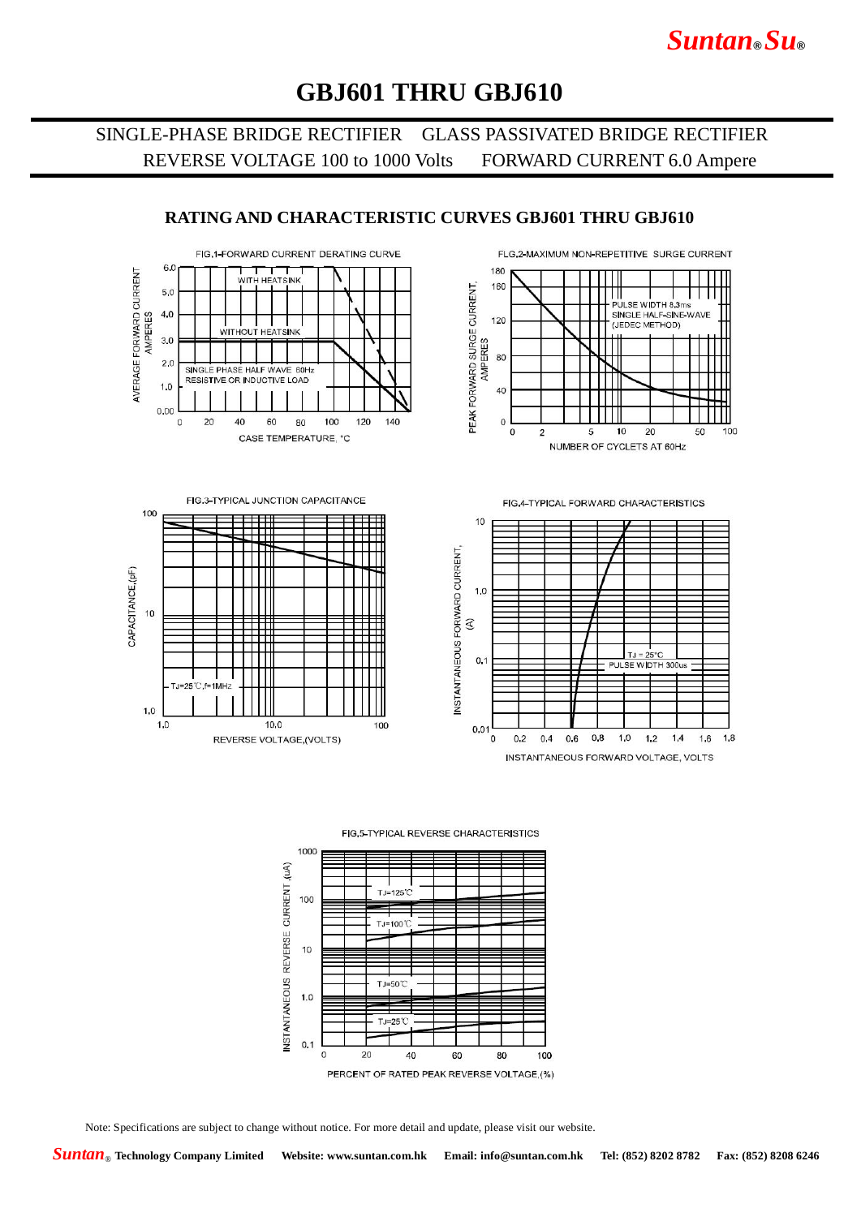# GBJ601 THRU GBJ610

SINGLE-PHASE BRIDGE RECTIFIER GLASS PASSIVATED BRIDGE RECTIFIER
REVERSE VOLTAGE 100 to 1000 Volts FORWARD CURRENT 6.0 Ampere

## RATING AND CHARACTERISTIC CURVES GBJ601 THRU GBJ610

FIG.1-FORWARD CURRENT DERATING CURVE

AVERAGE FORWARD CURRENT AMPERES

6.0
5.0
4.0
3.0
2.0
1.0
0.00

WITH HEATSINK
WITHOUT HEATSINK
SINGLE PHASE HALF WAVE 60Hz
RESISTIVE OR INDUCTIVE LOAD

0 20 40 60 80 100 120 140

CASE TEMPERATURE, °C

FIG.2-MAXIMUM NON-REPETITIVE SURGE CURRENT

PEAK FORWARD SURGE CURRENT, AMPERES

180
160
120
80
40
0

PULSE WIDTH 8.3ms
SINGLE HALF-SINE-WAVE
(JEDEC METHOD)

0 2 5 10 20 50 100

NUMBER OF CYCLETS AT 60Hz

FIG.3-TYPICAL JUNCTION CAPACITANCE

CAPACITANCE,(pF)

100
10
1.0

TJ=25℃,f=1MHz

1.0 10.0 100

REVERSE VOLTAGE,(VOLTS)

FIG.4-TYPICAL FORWARD CHARACTERISTICS

INSTANTANEOUS FORWARD CURRENT, (A)

10
1.0
0.1
0.01

TJ = 25°C
PULSE WIDTH 300us

0 0.2 0.4 0.6 0.8 1.0 1.2 1.4 1.6 1.8

INSTANTANEOUS FORWARD VOLTAGE, VOLTS

FIG.5-TYPICAL REVERSE CHARACTERISTICS

INSTANTANEOUS REVERSE CURRENT ,(uA)

1000
100
10
1.0
0.1

TJ=125℃
TJ=100℃
TJ=50℃
TJ=25℃

0 20 40 60 80 100

PERCENT OF RATED PEAK REVERSE VOLTAGE,(%)

Note: Specifications are subject to change without notice. For more detail and update, please visit our website.

**Suntan® Technology Company Limited** **Website: www.suntan.com.hk** **Email: info@suntan.com.hk** **Tel: (852) 8202 8782** **Fax: (852) 8208 6246**